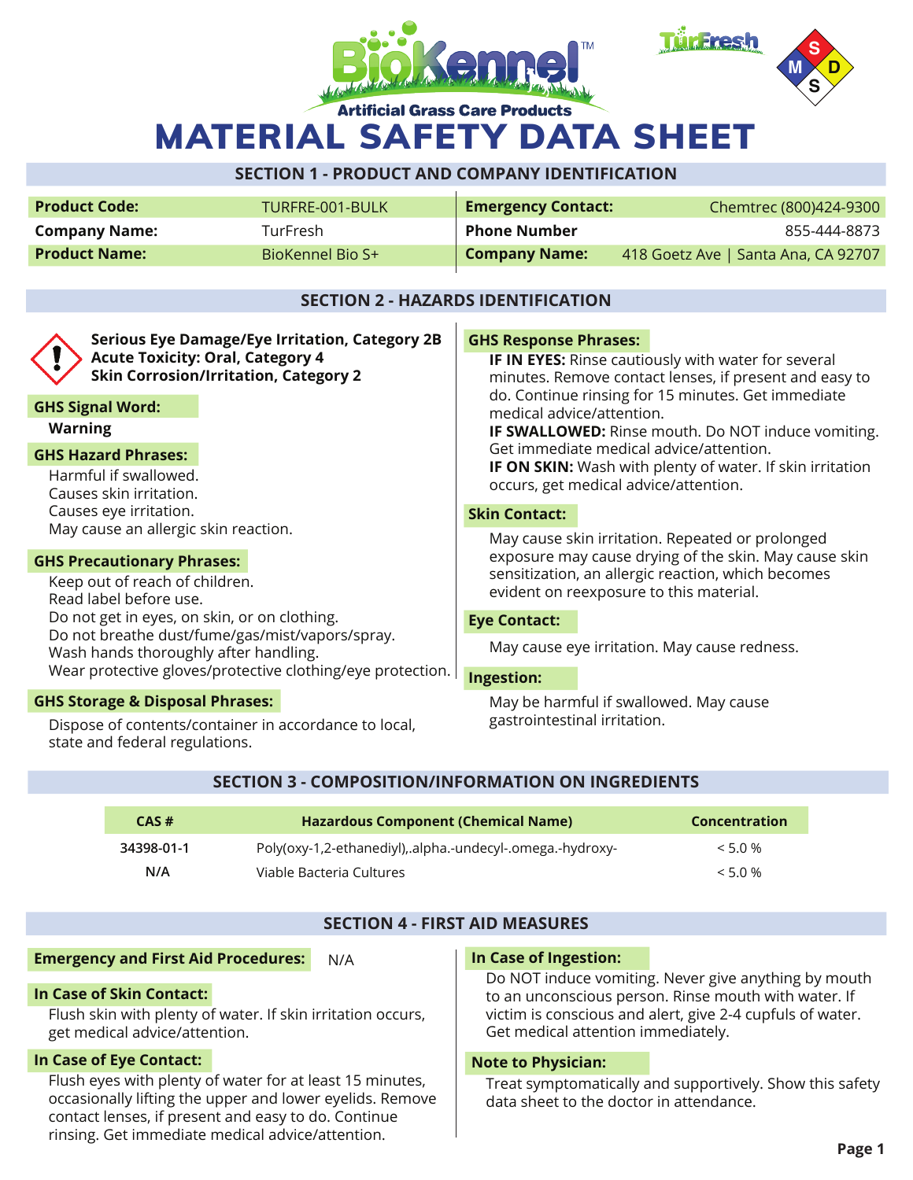BioKennel™ Artificial Grass Care Products

TurFresh

# MATERIAL SAFETY DATA SHEET

## SECTION 1 - PRODUCT AND COMPANY IDENTIFICATION

| | | | |
|---|---|---|---|
| **Product Code:** | TURFRE-001-BULK | **Emergency Contact:** | Chemtrec (800)424-9300 |
| **Company Name:** | TurFresh | **Phone Number** | 855-444-8873 |
| **Product Name:** | BioKennel Bio S+ | **Company Name:** | 418 Goetz Ave \| Santa Ana, CA 92707 |

## SECTION 2 - HAZARDS IDENTIFICATION

**Serious Eye Damage/Eye Irritation, Category 2B**
**Acute Toxicity: Oral, Category 4**
**Skin Corrosion/Irritation, Category 2**

**GHS Signal Word:**

**Warning**

**GHS Hazard Phrases:**

Harmful if swallowed.
Causes skin irritation.
Causes eye irritation.
May cause an allergic skin reaction.

**GHS Precautionary Phrases:**

Keep out of reach of children.
Read label before use.
Do not get in eyes, on skin, or on clothing.
Do not breathe dust/fume/gas/mist/vapors/spray.
Wash hands thoroughly after handling.
Wear protective gloves/protective clothing/eye protection.

**GHS Storage & Disposal Phrases:**

Dispose of contents/container in accordance to local, state and federal regulations.

**GHS Response Phrases:**

**IF IN EYES:** Rinse cautiously with water for several minutes. Remove contact lenses, if present and easy to do. Continue rinsing for 15 minutes. Get immediate medical advice/attention.
**IF SWALLOWED:** Rinse mouth. Do NOT induce vomiting. Get immediate medical advice/attention.
**IF ON SKIN:** Wash with plenty of water. If skin irritation occurs, get medical advice/attention.

**Skin Contact:**

May cause skin irritation. Repeated or prolonged exposure may cause drying of the skin. May cause skin sensitization, an allergic reaction, which becomes evident on reexposure to this material.

**Eye Contact:**

May cause eye irritation. May cause redness.

**Ingestion:**

May be harmful if swallowed. May cause gastrointestinal irritation.

## SECTION 3 - COMPOSITION/INFORMATION ON INGREDIENTS

| CAS # | Hazardous Component (Chemical Name) | Concentration |
|---|---|---|
| 34398-01-1 | Poly(oxy-1,2-ethanediyl),.alpha.-undecyl-.omega.-hydroxy- | < 5.0 % |
| N/A | Viable Bacteria Cultures | < 5.0 % |

## SECTION 4 - FIRST AID MEASURES

**Emergency and First Aid Procedures:** N/A

**In Case of Skin Contact:**

Flush skin with plenty of water. If skin irritation occurs, get medical advice/attention.

**In Case of Eye Contact:**

Flush eyes with plenty of water for at least 15 minutes, occasionally lifting the upper and lower eyelids. Remove contact lenses, if present and easy to do. Continue rinsing. Get immediate medical advice/attention.

**In Case of Ingestion:**

Do NOT induce vomiting. Never give anything by mouth to an unconscious person. Rinse mouth with water. If victim is conscious and alert, give 2-4 cupfuls of water. Get medical attention immediately.

**Note to Physician:**

Treat symptomatically and supportively. Show this safety data sheet to the doctor in attendance.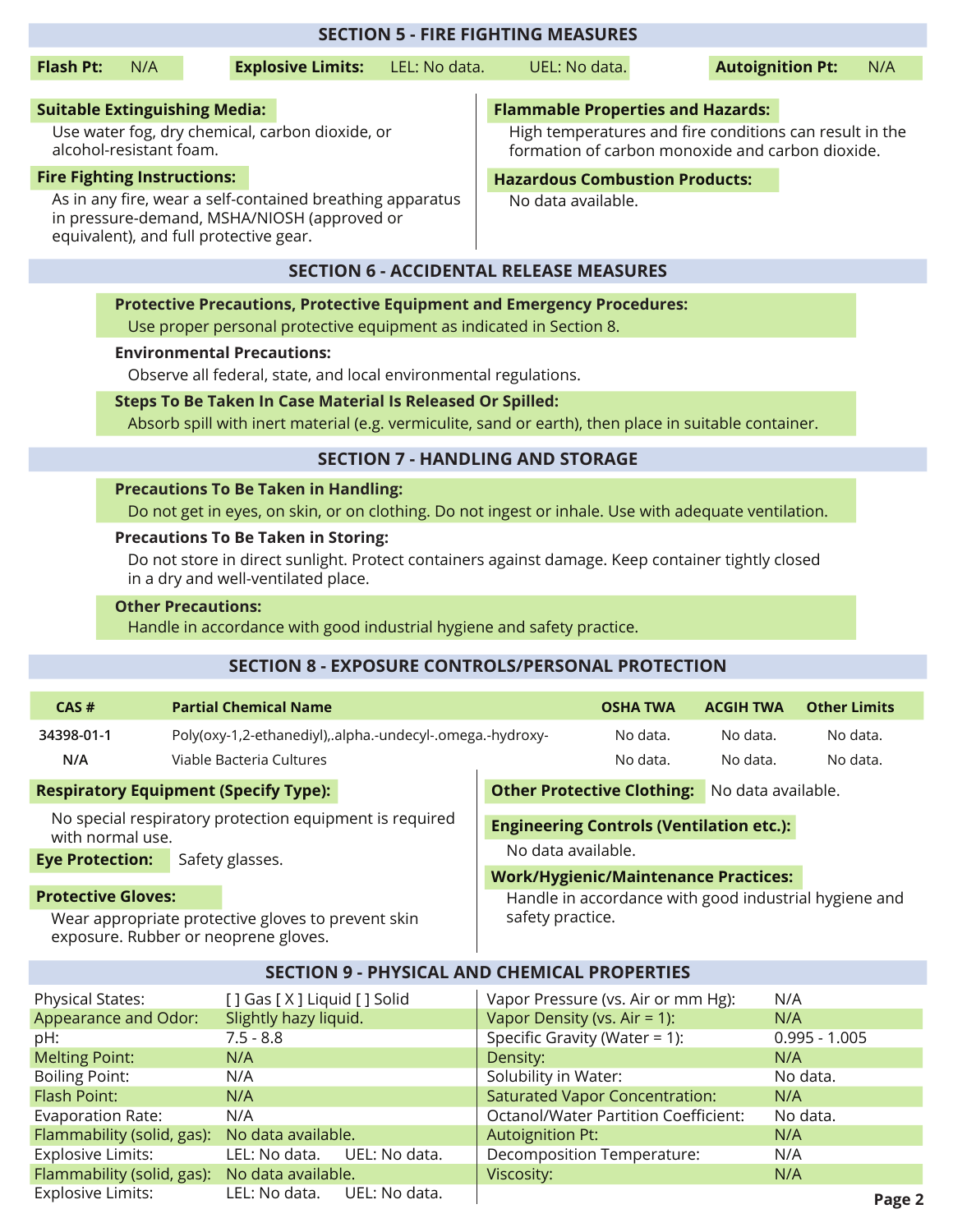## SECTION 5 - FIRE FIGHTING MEASURES

**Flash Pt:** N/A **Explosive Limits:** LEL: No data. UEL: No data. **Autoignition Pt:** N/A

**Suitable Extinguishing Media:**
Use water fog, dry chemical, carbon dioxide, or alcohol-resistant foam.

**Fire Fighting Instructions:**
As in any fire, wear a self-contained breathing apparatus in pressure-demand, MSHA/NIOSH (approved or equivalent), and full protective gear.

**Flammable Properties and Hazards:**
High temperatures and fire conditions can result in the formation of carbon monoxide and carbon dioxide.

**Hazardous Combustion Products:**
No data available.

## SECTION 6 - ACCIDENTAL RELEASE MEASURES

**Protective Precautions, Protective Equipment and Emergency Procedures:**
Use proper personal protective equipment as indicated in Section 8.

**Environmental Precautions:**
Observe all federal, state, and local environmental regulations.

**Steps To Be Taken In Case Material Is Released Or Spilled:**
Absorb spill with inert material (e.g. vermiculite, sand or earth), then place in suitable container.

## SECTION 7 - HANDLING AND STORAGE

**Precautions To Be Taken in Handling:**
Do not get in eyes, on skin, or on clothing. Do not ingest or inhale. Use with adequate ventilation.

**Precautions To Be Taken in Storing:**
Do not store in direct sunlight. Protect containers against damage. Keep container tightly closed in a dry and well-ventilated place.

**Other Precautions:**
Handle in accordance with good industrial hygiene and safety practice.

## SECTION 8 - EXPOSURE CONTROLS/PERSONAL PROTECTION

| CAS # | Partial Chemical Name | OSHA TWA | ACGIH TWA | Other Limits |
|---|---|---|---|---|
| 34398-01-1 | Poly(oxy-1,2-ethanediyl),.alpha.-undecyl-.omega.-hydroxy- | No data. | No data. | No data. |
| N/A | Viable Bacteria Cultures | No data. | No data. | No data. |

**Respiratory Equipment (Specify Type):**
No special respiratory protection equipment is required with normal use.

**Eye Protection:** Safety glasses.

**Protective Gloves:**
Wear appropriate protective gloves to prevent skin exposure. Rubber or neoprene gloves.

**Other Protective Clothing:** No data available.

**Engineering Controls (Ventilation etc.):**
No data available.

**Work/Hygienic/Maintenance Practices:**
Handle in accordance with good industrial hygiene and safety practice.

## SECTION 9 - PHYSICAL AND CHEMICAL PROPERTIES

| Property | Value |
|---|---|
| Physical States: | [ ] Gas [ X ] Liquid [ ] Solid |
| Appearance and Odor: | Slightly hazy liquid. |
| pH: | 7.5 - 8.8 |
| Melting Point: | N/A |
| Boiling Point: | N/A |
| Flash Point: | N/A |
| Evaporation Rate: | N/A |
| Flammability (solid, gas): | No data available. |
| Explosive Limits: | LEL: No data. UEL: No data. |
| Flammability (solid, gas): | No data available. |
| Explosive Limits: | LEL: No data. UEL: No data. |
| Vapor Pressure (vs. Air or mm Hg): | N/A |
| Vapor Density (vs. Air = 1): | N/A |
| Specific Gravity (Water = 1): | 0.995 - 1.005 |
| Density: | N/A |
| Solubility in Water: | No data. |
| Saturated Vapor Concentration: | N/A |
| Octanol/Water Partition Coefficient: | No data. |
| Autoignition Pt: | N/A |
| Decomposition Temperature: | N/A |
| Viscosity: | N/A |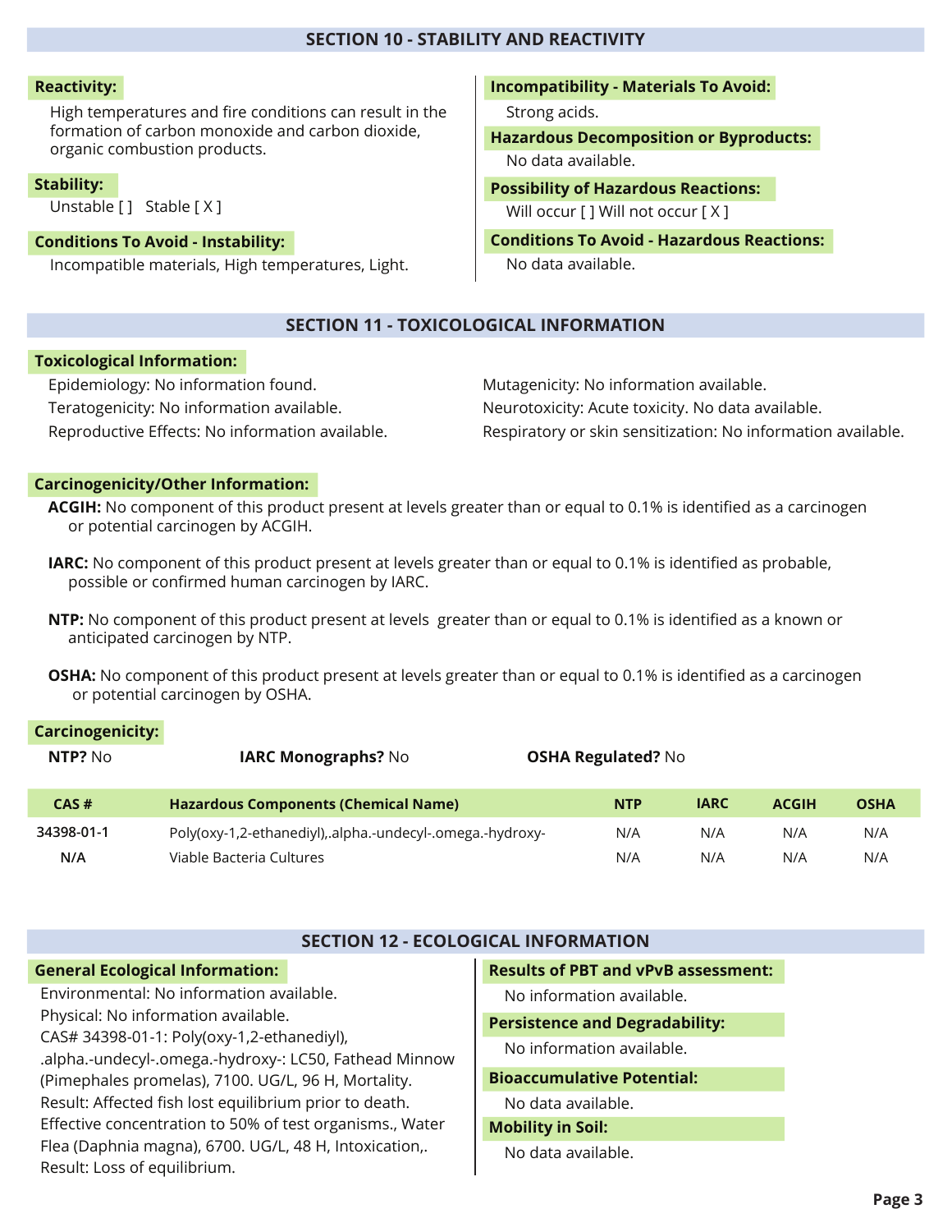## SECTION 10 - STABILITY AND REACTIVITY

**Reactivity:**

High temperatures and fire conditions can result in the formation of carbon monoxide and carbon dioxide, organic combustion products.

**Stability:**

Unstable [ ]   Stable [ X ]

**Conditions To Avoid - Instability:**

Incompatible materials, High temperatures, Light.

**Incompatibility - Materials To Avoid:**

Strong acids.

**Hazardous Decomposition or Byproducts:**

No data available.

**Possibility of Hazardous Reactions:**

Will occur [ ] Will not occur [ X ]

**Conditions To Avoid - Hazardous Reactions:**

No data available.

## SECTION 11 - TOXICOLOGICAL INFORMATION

**Toxicological Information:**

Epidemiology: No information found.

Teratogenicity: No information available.

Reproductive Effects: No information available.

Mutagenicity: No information available.

Neurotoxicity: Acute toxicity. No data available.

Respiratory or skin sensitization: No information available.

**Carcinogenicity/Other Information:**

**ACGIH:** No component of this product present at levels greater than or equal to 0.1% is identified as a carcinogen or potential carcinogen by ACGIH.

**IARC:** No component of this product present at levels greater than or equal to 0.1% is identified as probable, possible or confirmed human carcinogen by IARC.

**NTP:** No component of this product present at levels greater than or equal to 0.1% is identified as a known or anticipated carcinogen by NTP.

**OSHA:** No component of this product present at levels greater than or equal to 0.1% is identified as a carcinogen or potential carcinogen by OSHA.

**Carcinogenicity:**

**NTP?** No    **IARC Monographs?** No    **OSHA Regulated?** No

| CAS # | Hazardous Components (Chemical Name) | NTP | IARC | ACGIH | OSHA |
|---|---|---|---|---|---|
| 34398-01-1 | Poly(oxy-1,2-ethanediyl),.alpha.-undecyl-.omega.-hydroxy- | N/A | N/A | N/A | N/A |
| N/A | Viable Bacteria Cultures | N/A | N/A | N/A | N/A |

## SECTION 12 - ECOLOGICAL INFORMATION

**General Ecological Information:**

Environmental: No information available.

Physical: No information available.

CAS# 34398-01-1: Poly(oxy-1,2-ethanediyl), .alpha.-undecyl-.omega.-hydroxy-: LC50, Fathead Minnow (Pimephales promelas), 7100. UG/L, 96 H, Mortality. Result: Affected fish lost equilibrium prior to death. Effective concentration to 50% of test organisms., Water Flea (Daphnia magna), 6700. UG/L, 48 H, Intoxication,. Result: Loss of equilibrium.

**Results of PBT and vPvB assessment:**

No information available.

**Persistence and Degradability:**

No information available.

**Bioaccumulative Potential:**

No data available.

**Mobility in Soil:**

No data available.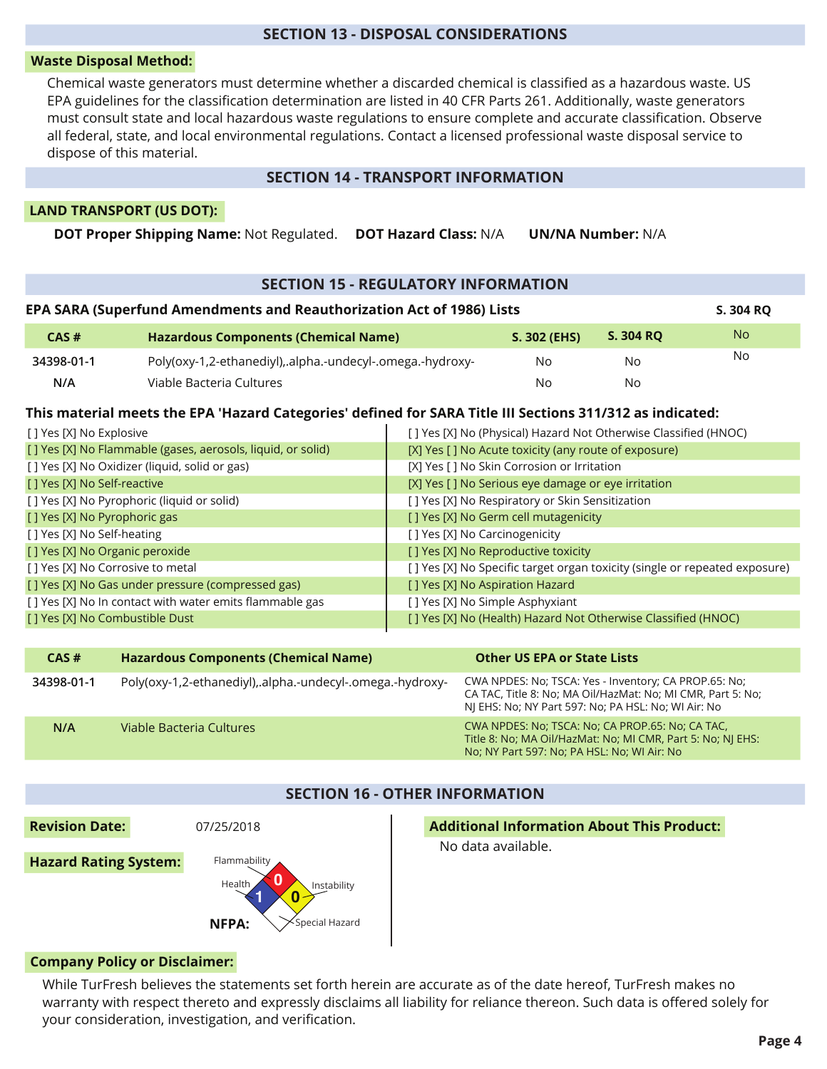## SECTION 13 - DISPOSAL CONSIDERATIONS

**Waste Disposal Method:**

Chemical waste generators must determine whether a discarded chemical is classified as a hazardous waste. US EPA guidelines for the classification determination are listed in 40 CFR Parts 261. Additionally, waste generators must consult state and local hazardous waste regulations to ensure complete and accurate classification. Observe all federal, state, and local environmental regulations. Contact a licensed professional waste disposal service to dispose of this material.

## SECTION 14 - TRANSPORT INFORMATION

**LAND TRANSPORT (US DOT):**

**DOT Proper Shipping Name:** Not Regulated. **DOT Hazard Class:** N/A **UN/NA Number:** N/A

## SECTION 15 - REGULATORY INFORMATION

**EPA SARA (Superfund Amendments and Reauthorization Act of 1986) Lists**

| CAS # | Hazardous Components (Chemical Name) | S. 302 (EHS) | S. 304 RQ | S. 304 RQ |
|---|---|---|---|---|
| 34398-01-1 | Poly(oxy-1,2-ethanediyl),.alpha.-undecyl-.omega.-hydroxy- | No | No | No |
| N/A | Viable Bacteria Cultures | No | No | No |

**This material meets the EPA 'Hazard Categories' defined for SARA Title III Sections 311/312 as indicated:**

| | |
|---|---|
| [ ] Yes [X] No Explosive | [ ] Yes [X] No (Physical) Hazard Not Otherwise Classified (HNOC) |
| [ ] Yes [X] No Flammable (gases, aerosols, liquid, or solid) | [X] Yes [ ] No Acute toxicity (any route of exposure) |
| [ ] Yes [X] No Oxidizer (liquid, solid or gas) | [X] Yes [ ] No Skin Corrosion or Irritation |
| [ ] Yes [X] No Self-reactive | [X] Yes [ ] No Serious eye damage or eye irritation |
| [ ] Yes [X] No Pyrophoric (liquid or solid) | [ ] Yes [X] No Respiratory or Skin Sensitization |
| [ ] Yes [X] No Pyrophoric gas | [ ] Yes [X] No Germ cell mutagenicity |
| [ ] Yes [X] No Self-heating | [ ] Yes [X] No Carcinogenicity |
| [ ] Yes [X] No Organic peroxide | [ ] Yes [X] No Reproductive toxicity |
| [ ] Yes [X] No Corrosive to metal | [ ] Yes [X] No Specific target organ toxicity (single or repeated exposure) |
| [ ] Yes [X] No Gas under pressure (compressed gas) | [ ] Yes [X] No Aspiration Hazard |
| [ ] Yes [X] No In contact with water emits flammable gas | [ ] Yes [X] No Simple Asphyxiant |
| [ ] Yes [X] No Combustible Dust | [ ] Yes [X] No (Health) Hazard Not Otherwise Classified (HNOC) |

| CAS # | Hazardous Components (Chemical Name) | Other US EPA or State Lists |
|---|---|---|
| 34398-01-1 | Poly(oxy-1,2-ethanediyl),.alpha.-undecyl-.omega.-hydroxy- | CWA NPDES: No; TSCA: Yes - Inventory; CA PROP.65: No; CA TAC, Title 8: No; MA Oil/HazMat: No; MI CMR, Part 5: No; NJ EHS: No; NY Part 597: No; PA HSL: No; WI Air: No |
| N/A | Viable Bacteria Cultures | CWA NPDES: No; TSCA: No; CA PROP.65: No; CA TAC, Title 8: No; MA Oil/HazMat: No; MI CMR, Part 5: No; NJ EHS: No; NY Part 597: No; PA HSL: No; WI Air: No |

## SECTION 16 - OTHER INFORMATION

**Revision Date:** 07/25/2018

**Hazard Rating System:**

NFPA:
Flammability 0
Health 1
Instability 0
Special Hazard

**Additional Information About This Product:**

No data available.

**Company Policy or Disclaimer:**

While TurFresh believes the statements set forth herein are accurate as of the date hereof, TurFresh makes no warranty with respect thereto and expressly disclaims all liability for reliance thereon. Such data is offered solely for your consideration, investigation, and verification.